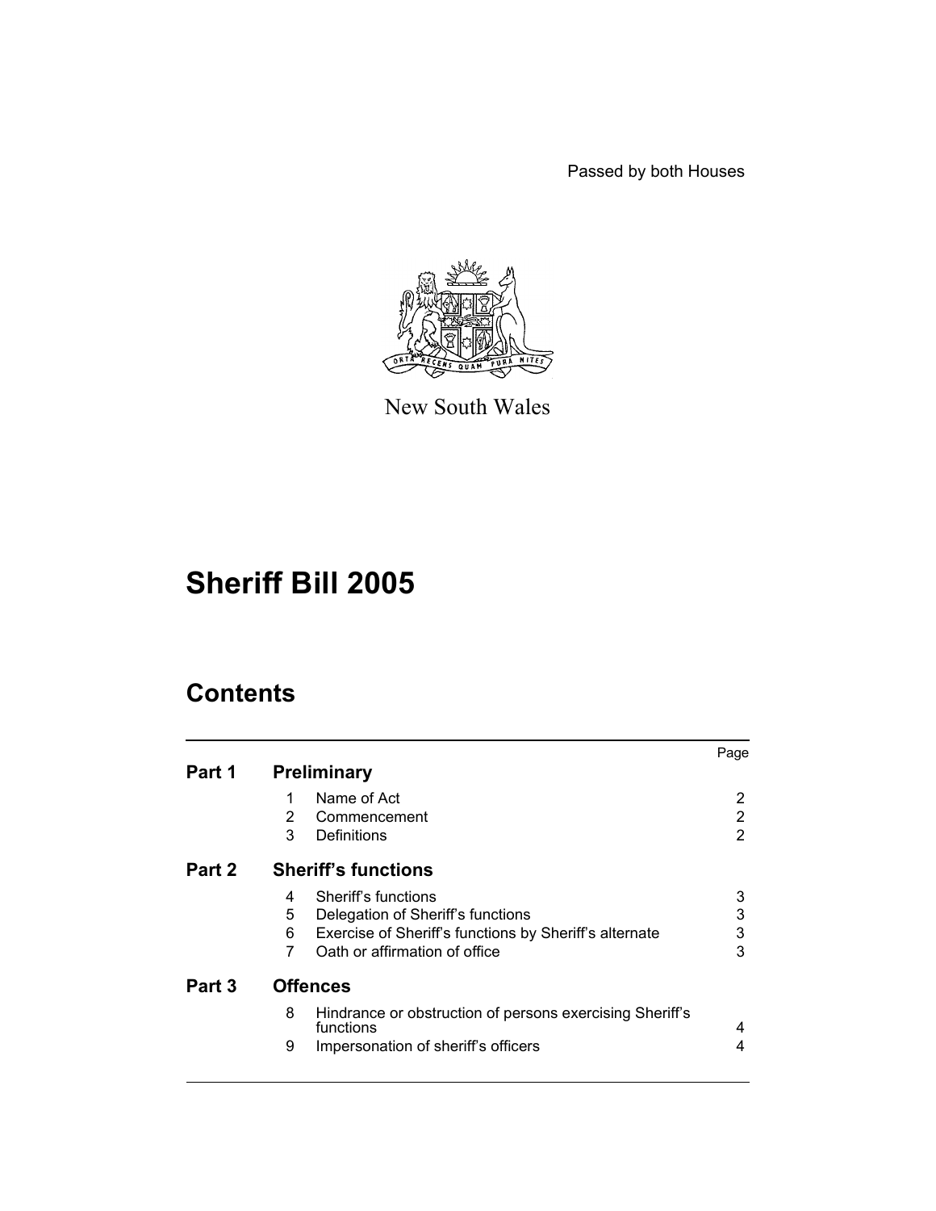Passed by both Houses

New South Wales

# Sheriff Bill 2005

## Contents

| | | | Page |
|---|---|---|---|
| **Part 1** | **Preliminary** | | |
| | 1 | Name of Act | 2 |
| | 2 | Commencement | 2 |
| | 3 | Definitions | 2 |
| **Part 2** | **Sheriff's functions** | | |
| | 4 | Sheriff's functions | 3 |
| | 5 | Delegation of Sheriff's functions | 3 |
| | 6 | Exercise of Sheriff's functions by Sheriff's alternate | 3 |
| | 7 | Oath or affirmation of office | 3 |
| **Part 3** | **Offences** | | |
| | 8 | Hindrance or obstruction of persons exercising Sheriff's functions | 4 |
| | 9 | Impersonation of sheriff's officers | 4 |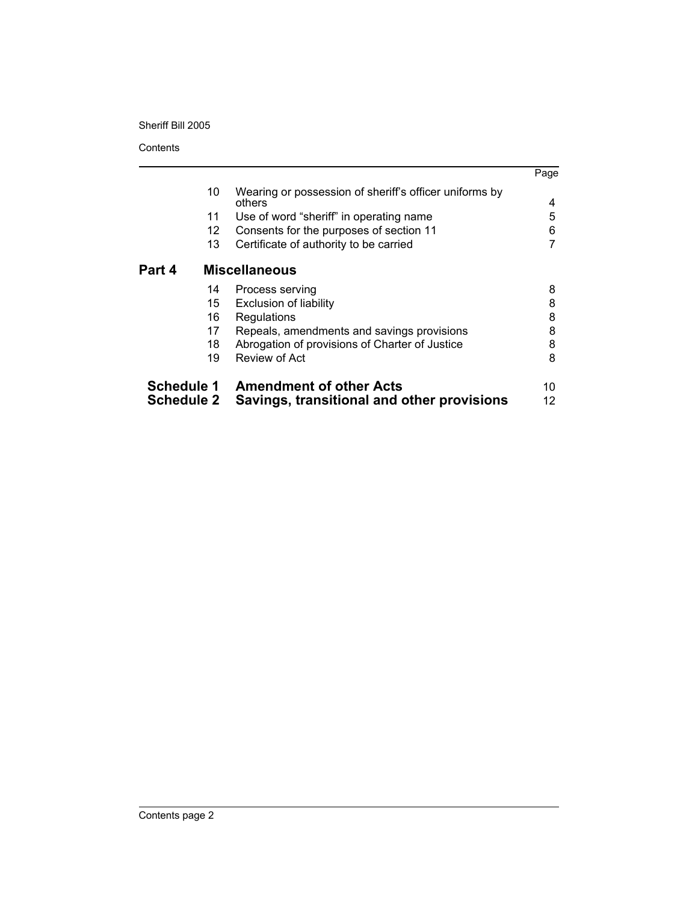| | | Page |
|---|---|---|
| 10 | Wearing or possession of sheriff's officer uniforms by others | 4 |
| 11 | Use of word "sheriff" in operating name | 5 |
| 12 | Consents for the purposes of section 11 | 6 |
| 13 | Certificate of authority to be carried | 7 |
| **Part 4** | **Miscellaneous** | |
| 14 | Process serving | 8 |
| 15 | Exclusion of liability | 8 |
| 16 | Regulations | 8 |
| 17 | Repeals, amendments and savings provisions | 8 |
| 18 | Abrogation of provisions of Charter of Justice | 8 |
| 19 | Review of Act | 8 |
| **Schedule 1** | **Amendment of other Acts** | 10 |
| **Schedule 2** | **Savings, transitional and other provisions** | 12 |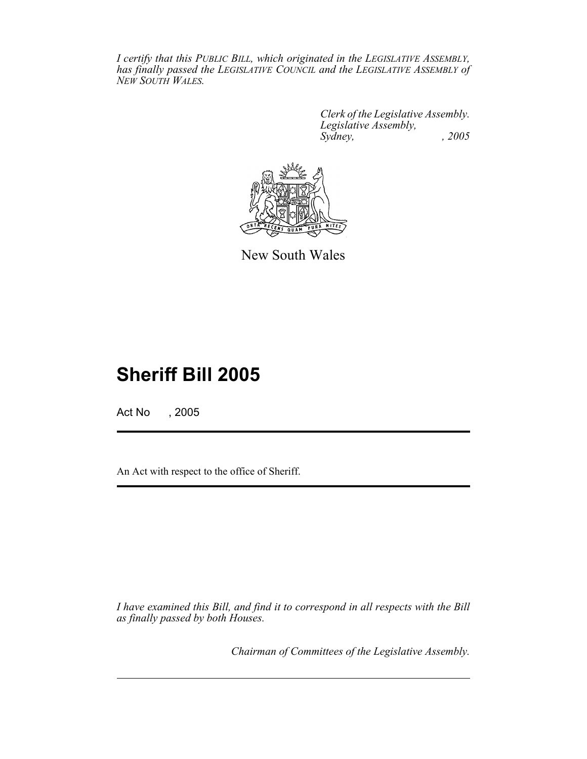*I certify that this PUBLIC BILL, which originated in the LEGISLATIVE ASSEMBLY, has finally passed the LEGISLATIVE COUNCIL and the LEGISLATIVE ASSEMBLY of NEW SOUTH WALES.*

*Clerk of the Legislative Assembly.*
*Legislative Assembly,*
*Sydney, , 2005*

New South Wales

# Sheriff Bill 2005

Act No , 2005

An Act with respect to the office of Sheriff.

*I have examined this Bill, and find it to correspond in all respects with the Bill as finally passed by both Houses.*

*Chairman of Committees of the Legislative Assembly.*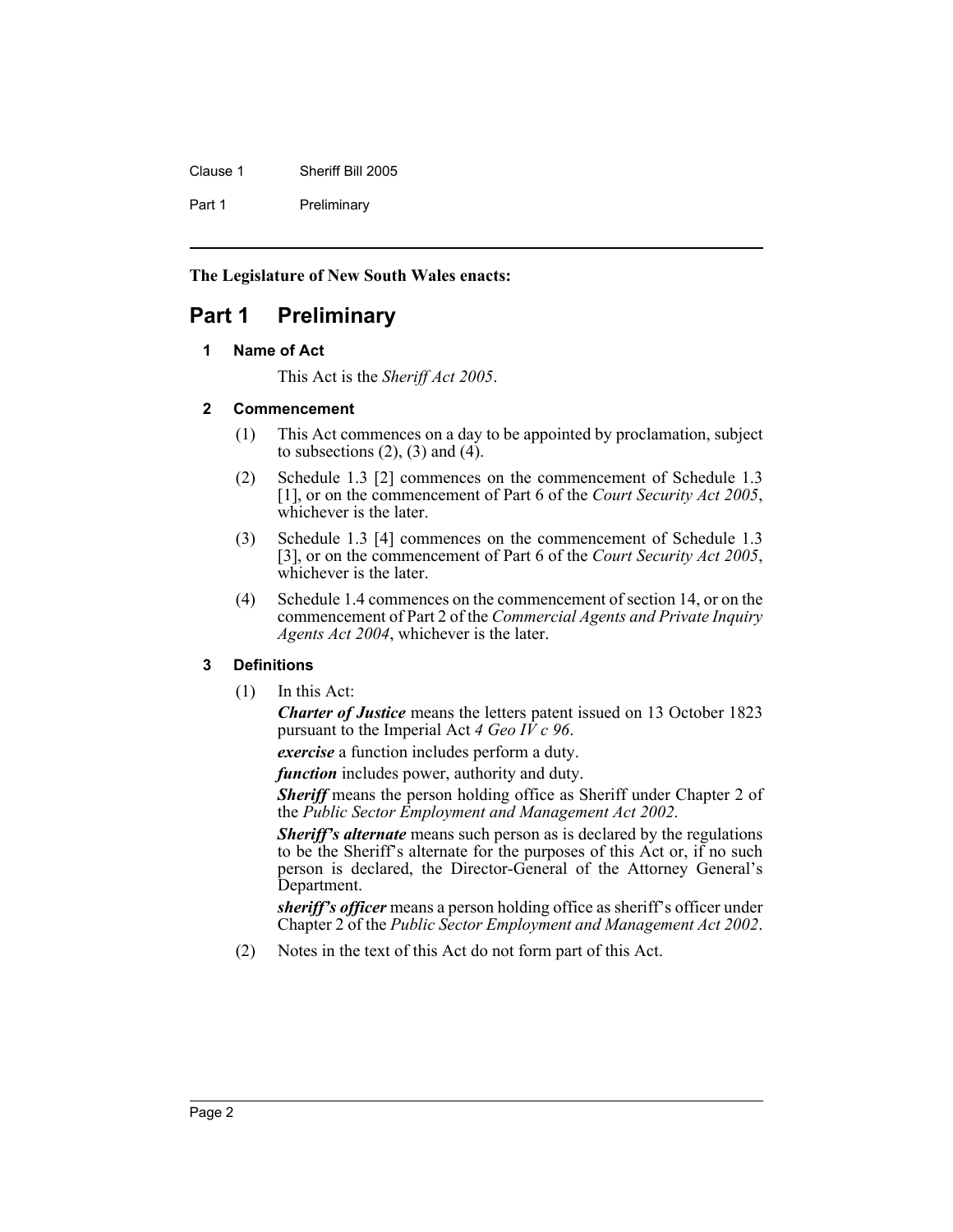**The Legislature of New South Wales enacts:**

# Part 1 Preliminary

## 1 Name of Act

This Act is the *Sheriff Act 2005*.

## 2 Commencement

(1) This Act commences on a day to be appointed by proclamation, subject to subsections (2), (3) and (4).

(2) Schedule 1.3 [2] commences on the commencement of Schedule 1.3 [1], or on the commencement of Part 6 of the *Court Security Act 2005*, whichever is the later.

(3) Schedule 1.3 [4] commences on the commencement of Schedule 1.3 [3], or on the commencement of Part 6 of the *Court Security Act 2005*, whichever is the later.

(4) Schedule 1.4 commences on the commencement of section 14, or on the commencement of Part 2 of the *Commercial Agents and Private Inquiry Agents Act 2004*, whichever is the later.

## 3 Definitions

(1) In this Act:

***Charter of Justice*** means the letters patent issued on 13 October 1823 pursuant to the Imperial Act *4 Geo IV c 96*.

***exercise*** a function includes perform a duty.

***function*** includes power, authority and duty.

***Sheriff*** means the person holding office as Sheriff under Chapter 2 of the *Public Sector Employment and Management Act 2002*.

***Sheriff's alternate*** means such person as is declared by the regulations to be the Sheriff's alternate for the purposes of this Act or, if no such person is declared, the Director-General of the Attorney General's Department.

***sheriff's officer*** means a person holding office as sheriff's officer under Chapter 2 of the *Public Sector Employment and Management Act 2002*.

(2) Notes in the text of this Act do not form part of this Act.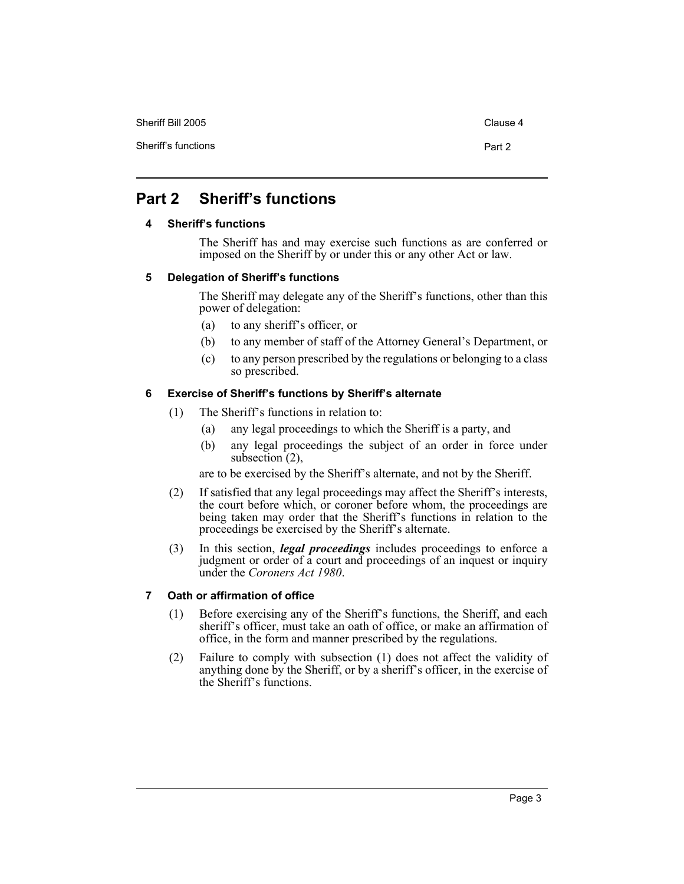# Part 2 Sheriff's functions

### 4 Sheriff's functions

The Sheriff has and may exercise such functions as are conferred or imposed on the Sheriff by or under this or any other Act or law.

### 5 Delegation of Sheriff's functions

The Sheriff may delegate any of the Sheriff's functions, other than this power of delegation:

(a) to any sheriff's officer, or

(b) to any member of staff of the Attorney General's Department, or

(c) to any person prescribed by the regulations or belonging to a class so prescribed.

### 6 Exercise of Sheriff's functions by Sheriff's alternate

(1) The Sheriff's functions in relation to:

(a) any legal proceedings to which the Sheriff is a party, and

(b) any legal proceedings the subject of an order in force under subsection (2),

are to be exercised by the Sheriff's alternate, and not by the Sheriff.

(2) If satisfied that any legal proceedings may affect the Sheriff's interests, the court before which, or coroner before whom, the proceedings are being taken may order that the Sheriff's functions in relation to the proceedings be exercised by the Sheriff's alternate.

(3) In this section, ***legal proceedings*** includes proceedings to enforce a judgment or order of a court and proceedings of an inquest or inquiry under the *Coroners Act 1980*.

### 7 Oath or affirmation of office

(1) Before exercising any of the Sheriff's functions, the Sheriff, and each sheriff's officer, must take an oath of office, or make an affirmation of office, in the form and manner prescribed by the regulations.

(2) Failure to comply with subsection (1) does not affect the validity of anything done by the Sheriff, or by a sheriff's officer, in the exercise of the Sheriff's functions.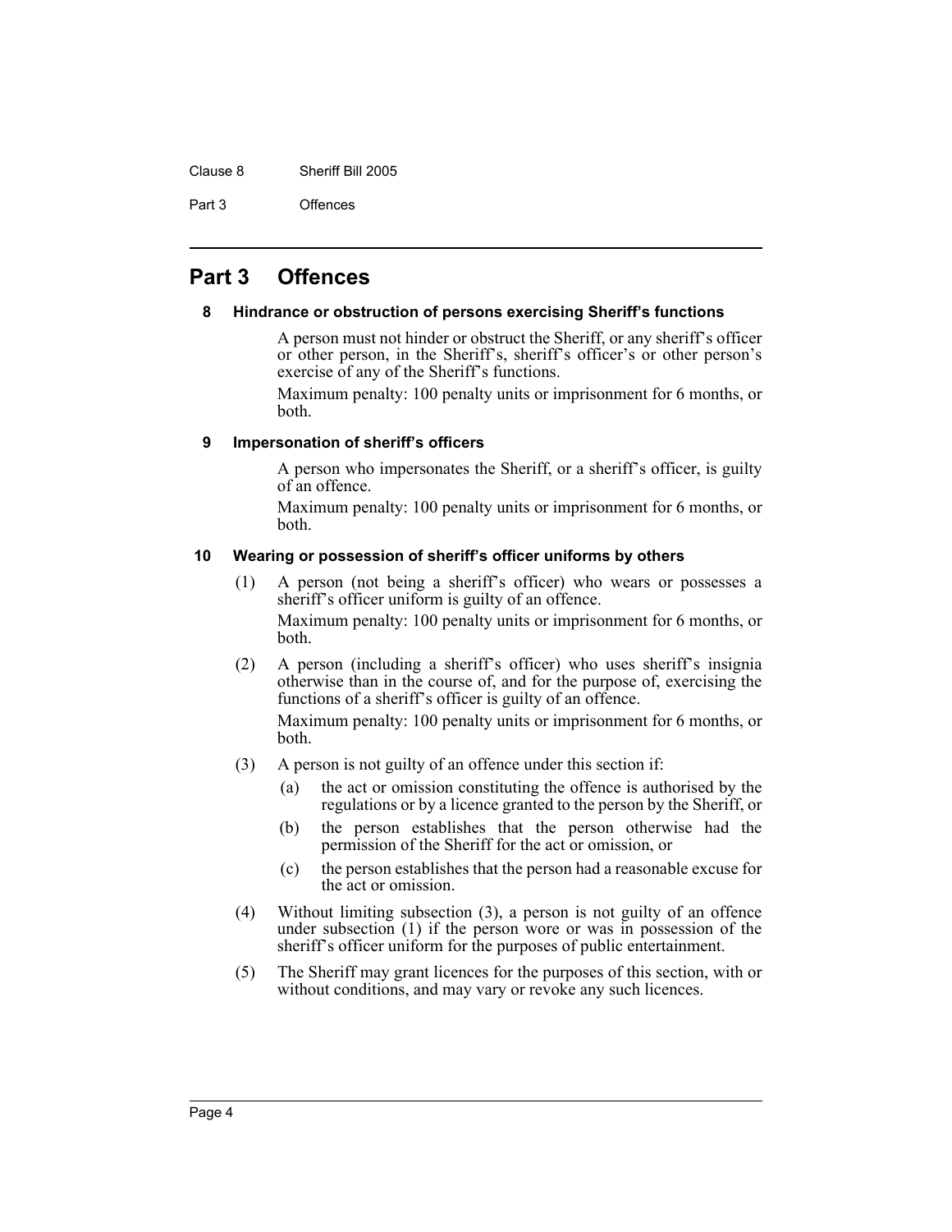## Part 3 Offences

### 8 Hindrance or obstruction of persons exercising Sheriff's functions

A person must not hinder or obstruct the Sheriff, or any sheriff's officer or other person, in the Sheriff's, sheriff's officer's or other person's exercise of any of the Sheriff's functions.

Maximum penalty: 100 penalty units or imprisonment for 6 months, or both.

### 9 Impersonation of sheriff's officers

A person who impersonates the Sheriff, or a sheriff's officer, is guilty of an offence.

Maximum penalty: 100 penalty units or imprisonment for 6 months, or both.

### 10 Wearing or possession of sheriff's officer uniforms by others

(1) A person (not being a sheriff's officer) who wears or possesses a sheriff's officer uniform is guilty of an offence.

Maximum penalty: 100 penalty units or imprisonment for 6 months, or both.

(2) A person (including a sheriff's officer) who uses sheriff's insignia otherwise than in the course of, and for the purpose of, exercising the functions of a sheriff's officer is guilty of an offence.

Maximum penalty: 100 penalty units or imprisonment for 6 months, or both.

(3) A person is not guilty of an offence under this section if:

(a) the act or omission constituting the offence is authorised by the regulations or by a licence granted to the person by the Sheriff, or

(b) the person establishes that the person otherwise had the permission of the Sheriff for the act or omission, or

(c) the person establishes that the person had a reasonable excuse for the act or omission.

(4) Without limiting subsection (3), a person is not guilty of an offence under subsection (1) if the person wore or was in possession of the sheriff's officer uniform for the purposes of public entertainment.

(5) The Sheriff may grant licences for the purposes of this section, with or without conditions, and may vary or revoke any such licences.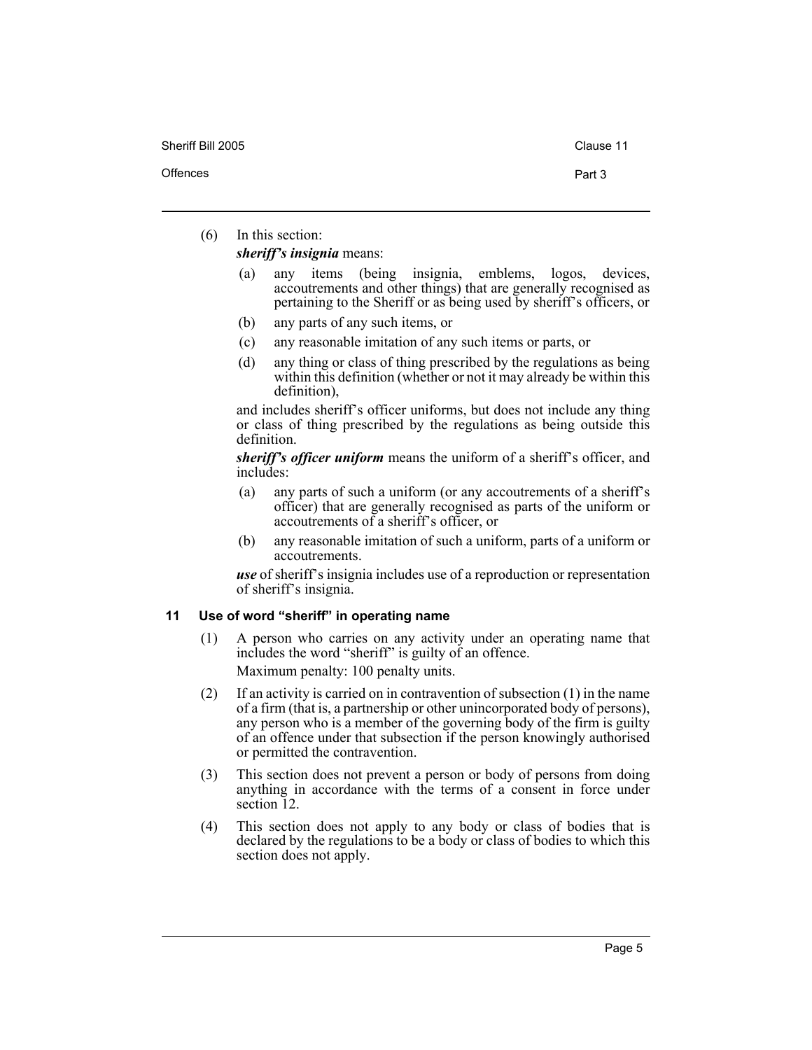(6) In this section:

***sheriff's insignia*** means:

- (a) any items (being insignia, emblems, logos, devices, accoutrements and other things) that are generally recognised as pertaining to the Sheriff or as being used by sheriff's officers, or
- (b) any parts of any such items, or
- (c) any reasonable imitation of any such items or parts, or
- (d) any thing or class of thing prescribed by the regulations as being within this definition (whether or not it may already be within this definition),

and includes sheriff's officer uniforms, but does not include any thing or class of thing prescribed by the regulations as being outside this definition.

***sheriff's officer uniform*** means the uniform of a sheriff's officer, and includes:

- (a) any parts of such a uniform (or any accoutrements of a sheriff's officer) that are generally recognised as parts of the uniform or accoutrements of a sheriff's officer, or
- (b) any reasonable imitation of such a uniform, parts of a uniform or accoutrements.

***use*** of sheriff's insignia includes use of a reproduction or representation of sheriff's insignia.

### 11 Use of word "sheriff" in operating name

(1) A person who carries on any activity under an operating name that includes the word "sheriff" is guilty of an offence.

Maximum penalty: 100 penalty units.

(2) If an activity is carried on in contravention of subsection (1) in the name of a firm (that is, a partnership or other unincorporated body of persons), any person who is a member of the governing body of the firm is guilty of an offence under that subsection if the person knowingly authorised or permitted the contravention.

(3) This section does not prevent a person or body of persons from doing anything in accordance with the terms of a consent in force under section 12.

(4) This section does not apply to any body or class of bodies that is declared by the regulations to be a body or class of bodies to which this section does not apply.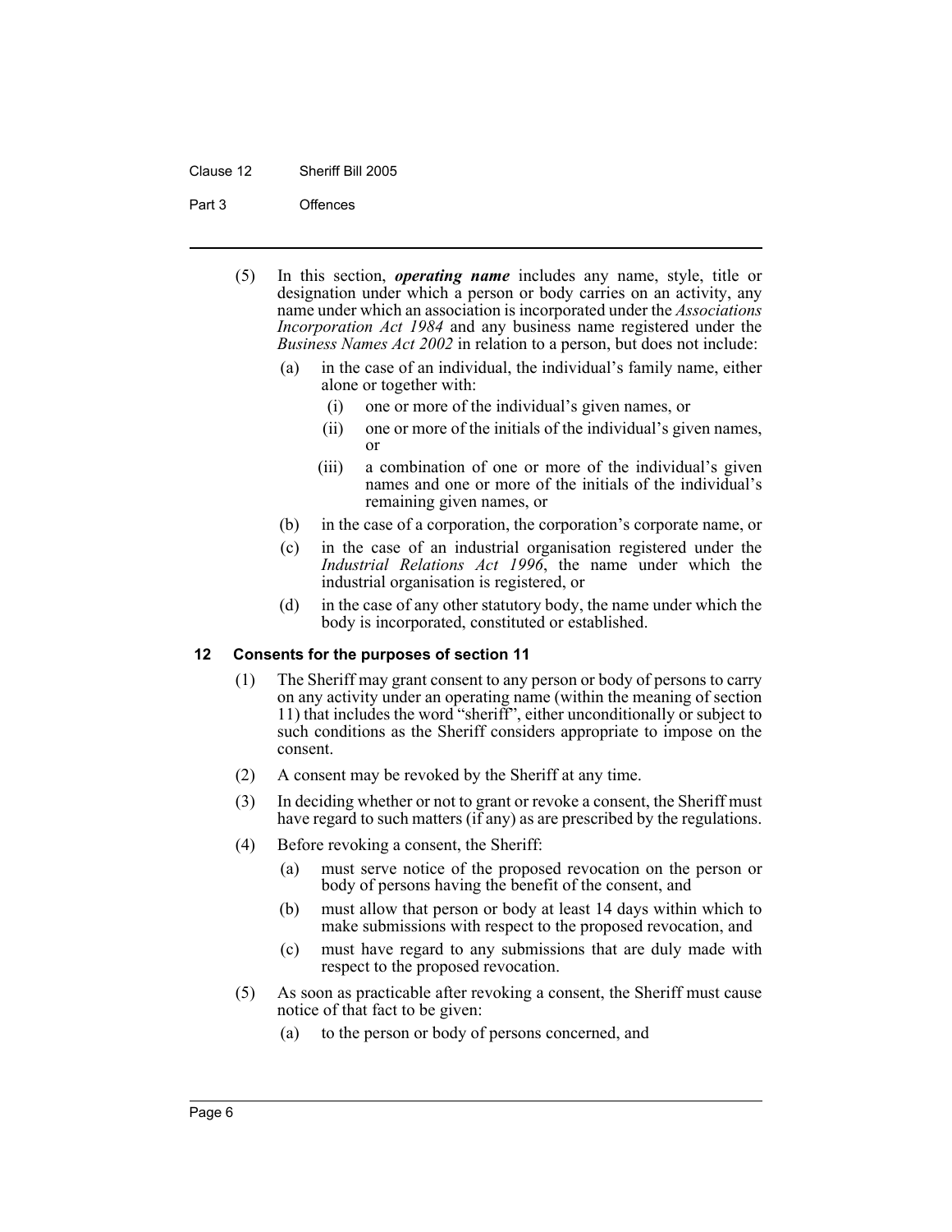(5) In this section, ***operating name*** includes any name, style, title or designation under which a person or body carries on an activity, any name under which an association is incorporated under the *Associations Incorporation Act 1984* and any business name registered under the *Business Names Act 2002* in relation to a person, but does not include:

- (a) in the case of an individual, the individual's family name, either alone or together with:
  - (i) one or more of the individual's given names, or
  - (ii) one or more of the initials of the individual's given names, or
  - (iii) a combination of one or more of the individual's given names and one or more of the initials of the individual's remaining given names, or
- (b) in the case of a corporation, the corporation's corporate name, or
- (c) in the case of an industrial organisation registered under the *Industrial Relations Act 1996*, the name under which the industrial organisation is registered, or
- (d) in the case of any other statutory body, the name under which the body is incorporated, constituted or established.

### 12 Consents for the purposes of section 11

(1) The Sheriff may grant consent to any person or body of persons to carry on any activity under an operating name (within the meaning of section 11) that includes the word "sheriff", either unconditionally or subject to such conditions as the Sheriff considers appropriate to impose on the consent.

(2) A consent may be revoked by the Sheriff at any time.

(3) In deciding whether or not to grant or revoke a consent, the Sheriff must have regard to such matters (if any) as are prescribed by the regulations.

(4) Before revoking a consent, the Sheriff:

- (a) must serve notice of the proposed revocation on the person or body of persons having the benefit of the consent, and
- (b) must allow that person or body at least 14 days within which to make submissions with respect to the proposed revocation, and
- (c) must have regard to any submissions that are duly made with respect to the proposed revocation.

(5) As soon as practicable after revoking a consent, the Sheriff must cause notice of that fact to be given:

- (a) to the person or body of persons concerned, and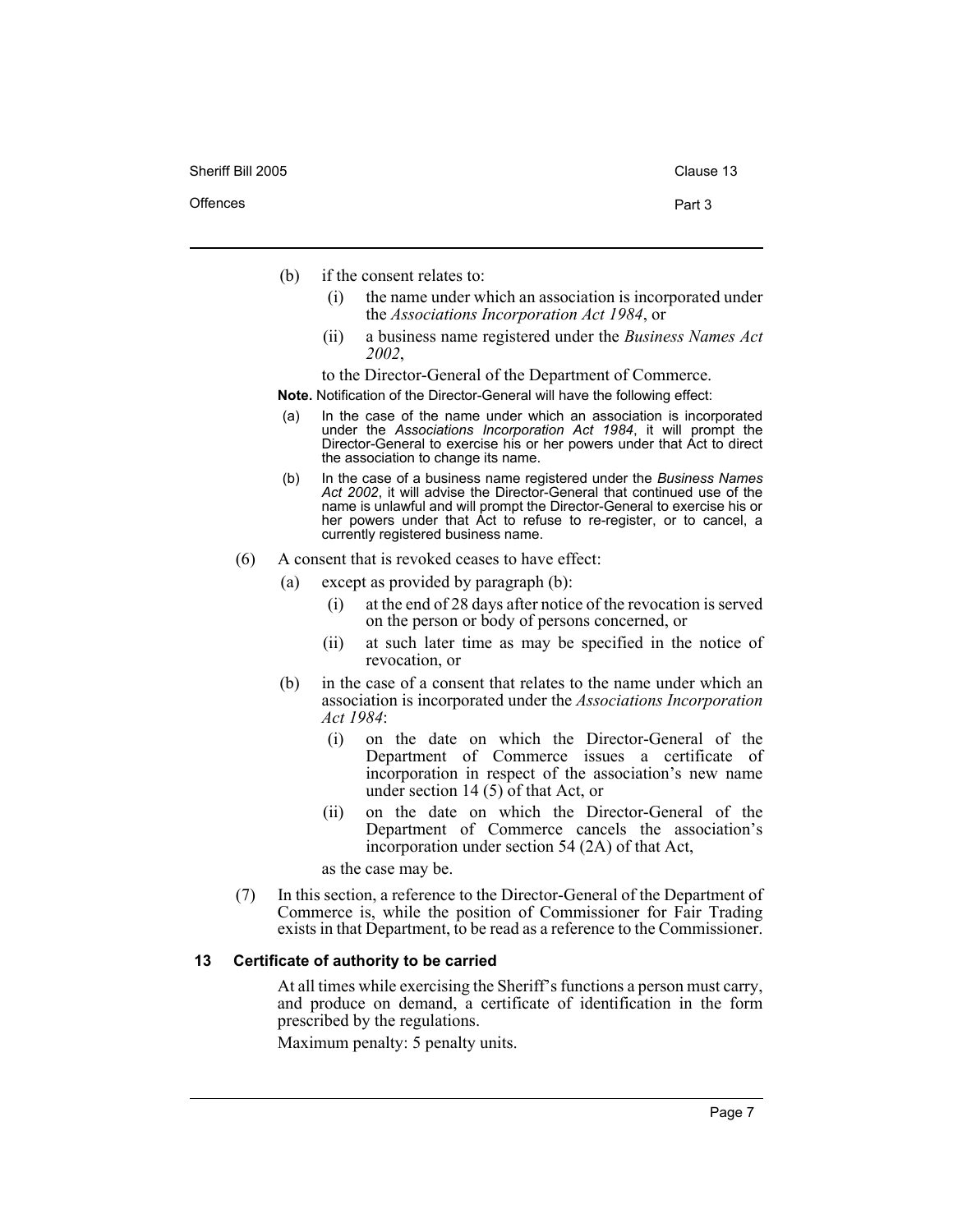(b) if the consent relates to:

   (i) the name under which an association is incorporated under the *Associations Incorporation Act 1984*, or

   (ii) a business name registered under the *Business Names Act 2002*,

   to the Director-General of the Department of Commerce.

**Note.** Notification of the Director-General will have the following effect:

(a) In the case of the name under which an association is incorporated under the *Associations Incorporation Act 1984*, it will prompt the Director-General to exercise his or her powers under that Act to direct the association to change its name.

(b) In the case of a business name registered under the *Business Names Act 2002*, it will advise the Director-General that continued use of the name is unlawful and will prompt the Director-General to exercise his or her powers under that Act to refuse to re-register, or to cancel, a currently registered business name.

(6) A consent that is revoked ceases to have effect:

   (a) except as provided by paragraph (b):

      (i) at the end of 28 days after notice of the revocation is served on the person or body of persons concerned, or

      (ii) at such later time as may be specified in the notice of revocation, or

   (b) in the case of a consent that relates to the name under which an association is incorporated under the *Associations Incorporation Act 1984*:

      (i) on the date on which the Director-General of the Department of Commerce issues a certificate of incorporation in respect of the association's new name under section 14 (5) of that Act, or

      (ii) on the date on which the Director-General of the Department of Commerce cancels the association's incorporation under section 54 (2A) of that Act,

   as the case may be.

(7) In this section, a reference to the Director-General of the Department of Commerce is, while the position of Commissioner for Fair Trading exists in that Department, to be read as a reference to the Commissioner.

### 13 Certificate of authority to be carried

At all times while exercising the Sheriff's functions a person must carry, and produce on demand, a certificate of identification in the form prescribed by the regulations.

Maximum penalty: 5 penalty units.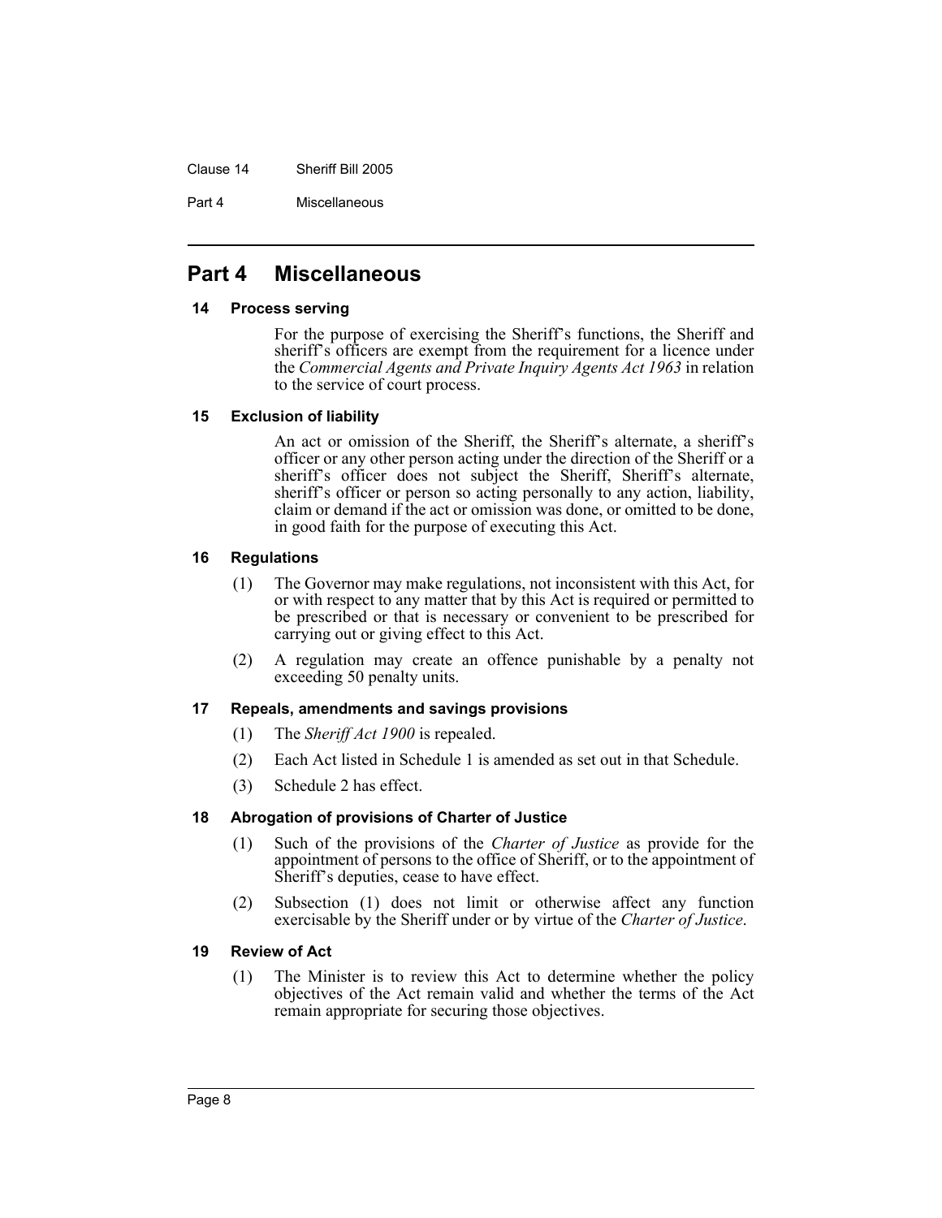## Part 4 Miscellaneous

### 14 Process serving

For the purpose of exercising the Sheriff's functions, the Sheriff and sheriff's officers are exempt from the requirement for a licence under the *Commercial Agents and Private Inquiry Agents Act 1963* in relation to the service of court process.

### 15 Exclusion of liability

An act or omission of the Sheriff, the Sheriff's alternate, a sheriff's officer or any other person acting under the direction of the Sheriff or a sheriff's officer does not subject the Sheriff, Sheriff's alternate, sheriff's officer or person so acting personally to any action, liability, claim or demand if the act or omission was done, or omitted to be done, in good faith for the purpose of executing this Act.

### 16 Regulations

(1) The Governor may make regulations, not inconsistent with this Act, for or with respect to any matter that by this Act is required or permitted to be prescribed or that is necessary or convenient to be prescribed for carrying out or giving effect to this Act.

(2) A regulation may create an offence punishable by a penalty not exceeding 50 penalty units.

### 17 Repeals, amendments and savings provisions

(1) The *Sheriff Act 1900* is repealed.

(2) Each Act listed in Schedule 1 is amended as set out in that Schedule.

(3) Schedule 2 has effect.

### 18 Abrogation of provisions of Charter of Justice

(1) Such of the provisions of the *Charter of Justice* as provide for the appointment of persons to the office of Sheriff, or to the appointment of Sheriff's deputies, cease to have effect.

(2) Subsection (1) does not limit or otherwise affect any function exercisable by the Sheriff under or by virtue of the *Charter of Justice*.

### 19 Review of Act

(1) The Minister is to review this Act to determine whether the policy objectives of the Act remain valid and whether the terms of the Act remain appropriate for securing those objectives.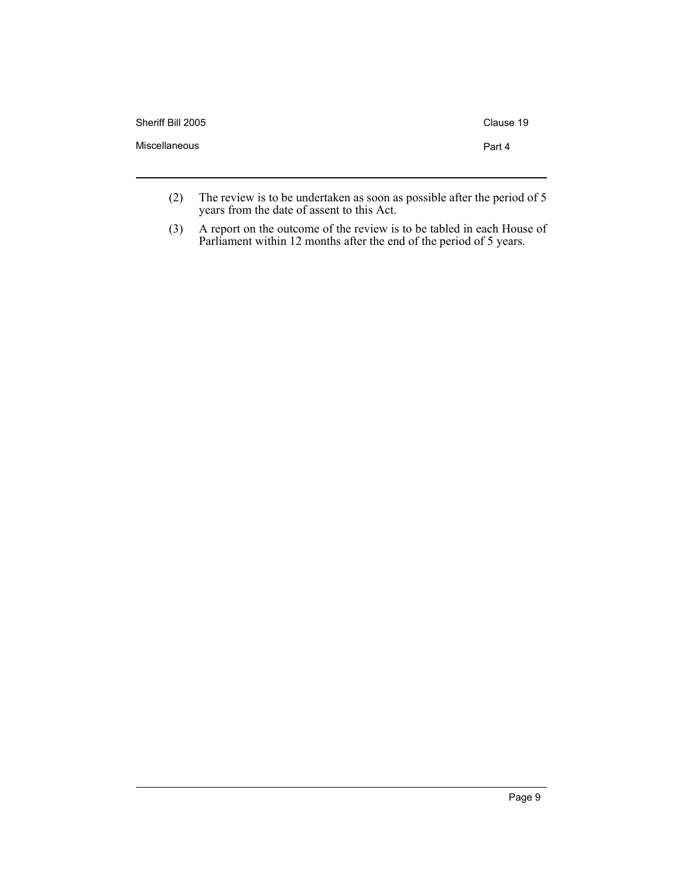(2) The review is to be undertaken as soon as possible after the period of 5 years from the date of assent to this Act.

(3) A report on the outcome of the review is to be tabled in each House of Parliament within 12 months after the end of the period of 5 years.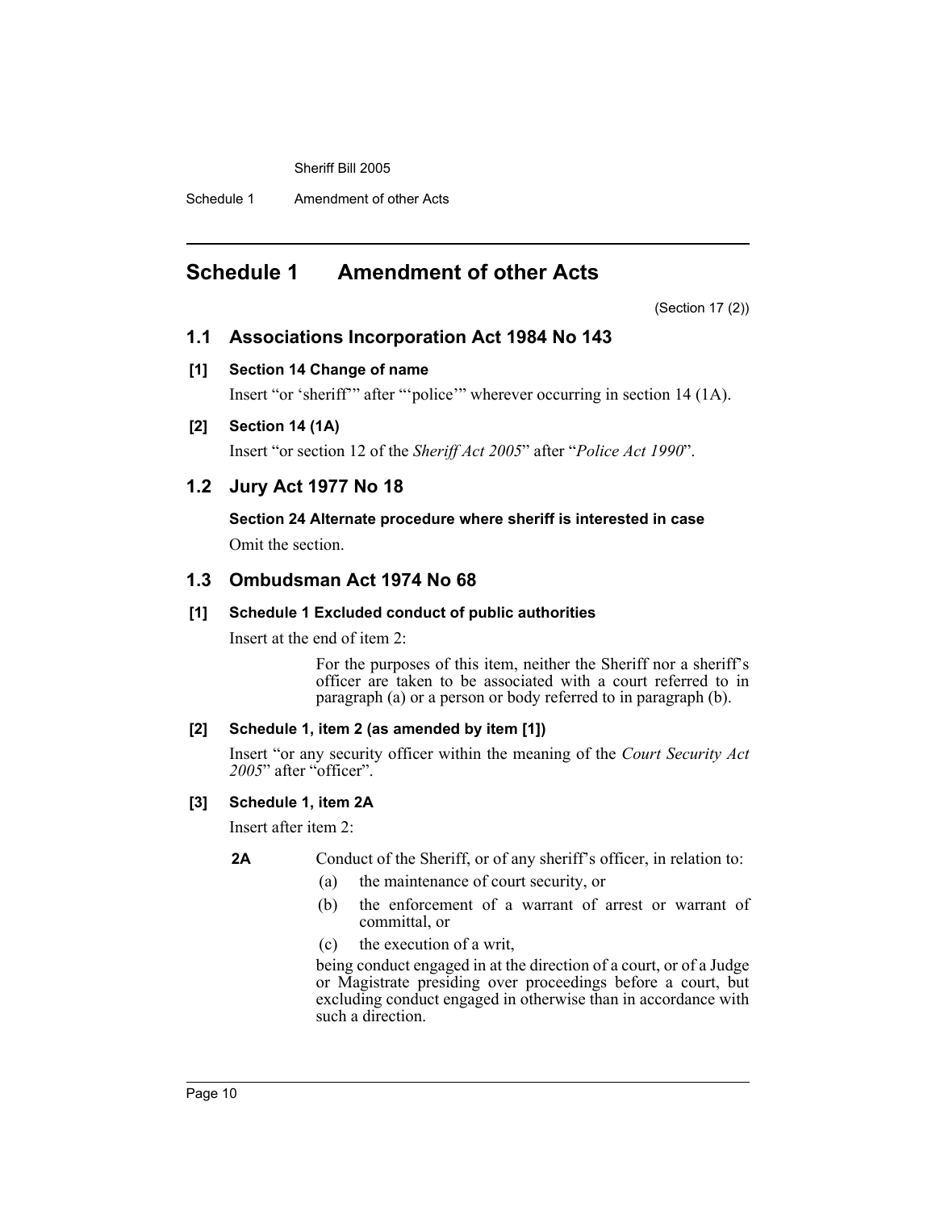# Schedule 1 Amendment of other Acts

(Section 17 (2))

## 1.1 Associations Incorporation Act 1984 No 143

### [1] Section 14 Change of name

Insert "or 'sheriff'" after "'police'" wherever occurring in section 14 (1A).

### [2] Section 14 (1A)

Insert "or section 12 of the *Sheriff Act 2005*" after "*Police Act 1990*".

## 1.2 Jury Act 1977 No 18

### Section 24 Alternate procedure where sheriff is interested in case

Omit the section.

## 1.3 Ombudsman Act 1974 No 68

### [1] Schedule 1 Excluded conduct of public authorities

Insert at the end of item 2:

> For the purposes of this item, neither the Sheriff nor a sheriff's officer are taken to be associated with a court referred to in paragraph (a) or a person or body referred to in paragraph (b).

### [2] Schedule 1, item 2 (as amended by item [1])

Insert "or any security officer within the meaning of the *Court Security Act 2005*" after "officer".

### [3] Schedule 1, item 2A

Insert after item 2:

> **2A** Conduct of the Sheriff, or of any sheriff's officer, in relation to:
>
> (a) the maintenance of court security, or
>
> (b) the enforcement of a warrant of arrest or warrant of committal, or
>
> (c) the execution of a writ,
>
> being conduct engaged in at the direction of a court, or of a Judge or Magistrate presiding over proceedings before a court, but excluding conduct engaged in otherwise than in accordance with such a direction.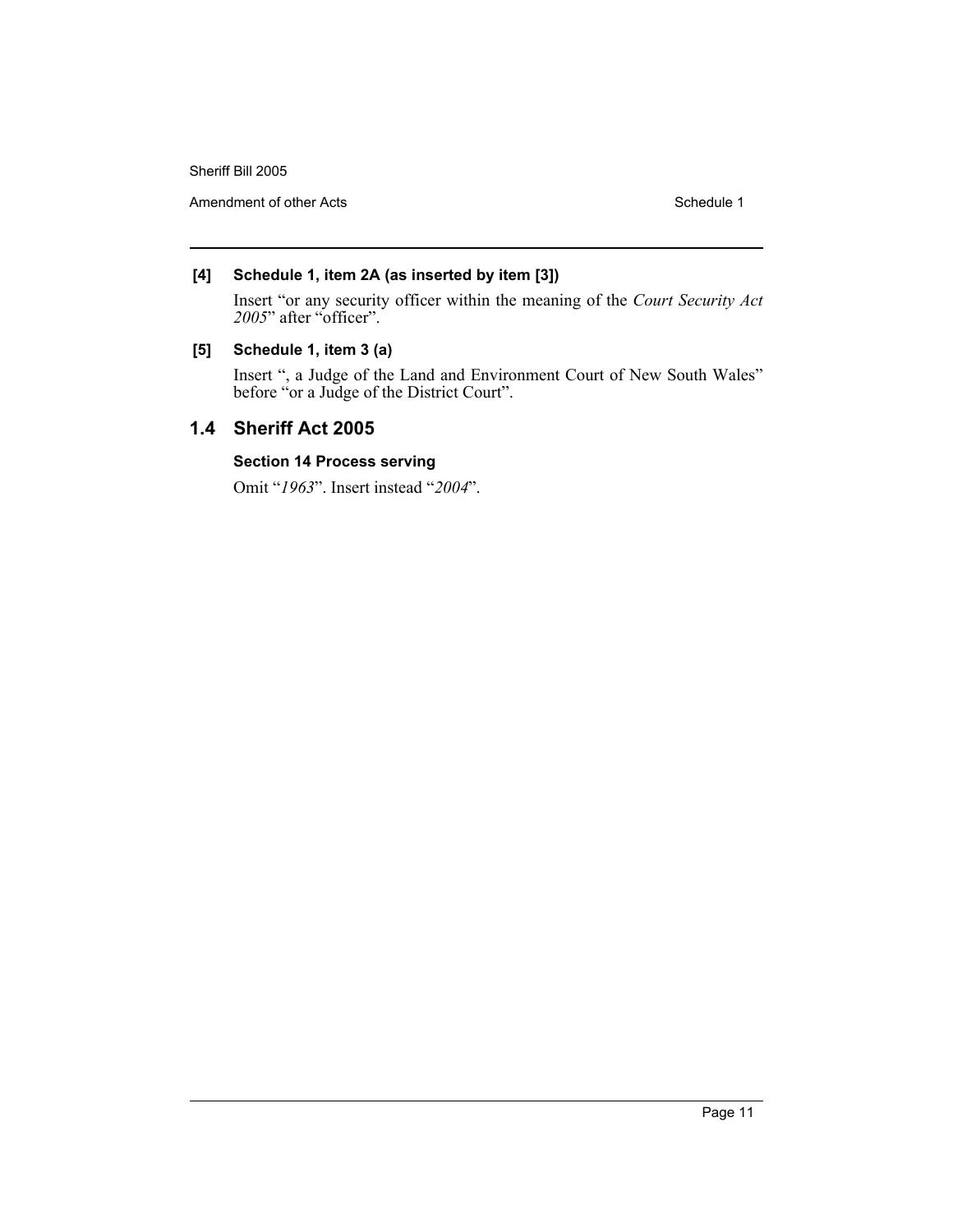**[4] Schedule 1, item 2A (as inserted by item [3])**

Insert "or any security officer within the meaning of the *Court Security Act 2005*" after "officer".

**[5] Schedule 1, item 3 (a)**

Insert ", a Judge of the Land and Environment Court of New South Wales" before "or a Judge of the District Court".

## 1.4 Sheriff Act 2005

**Section 14 Process serving**

Omit "*1963*". Insert instead "*2004*".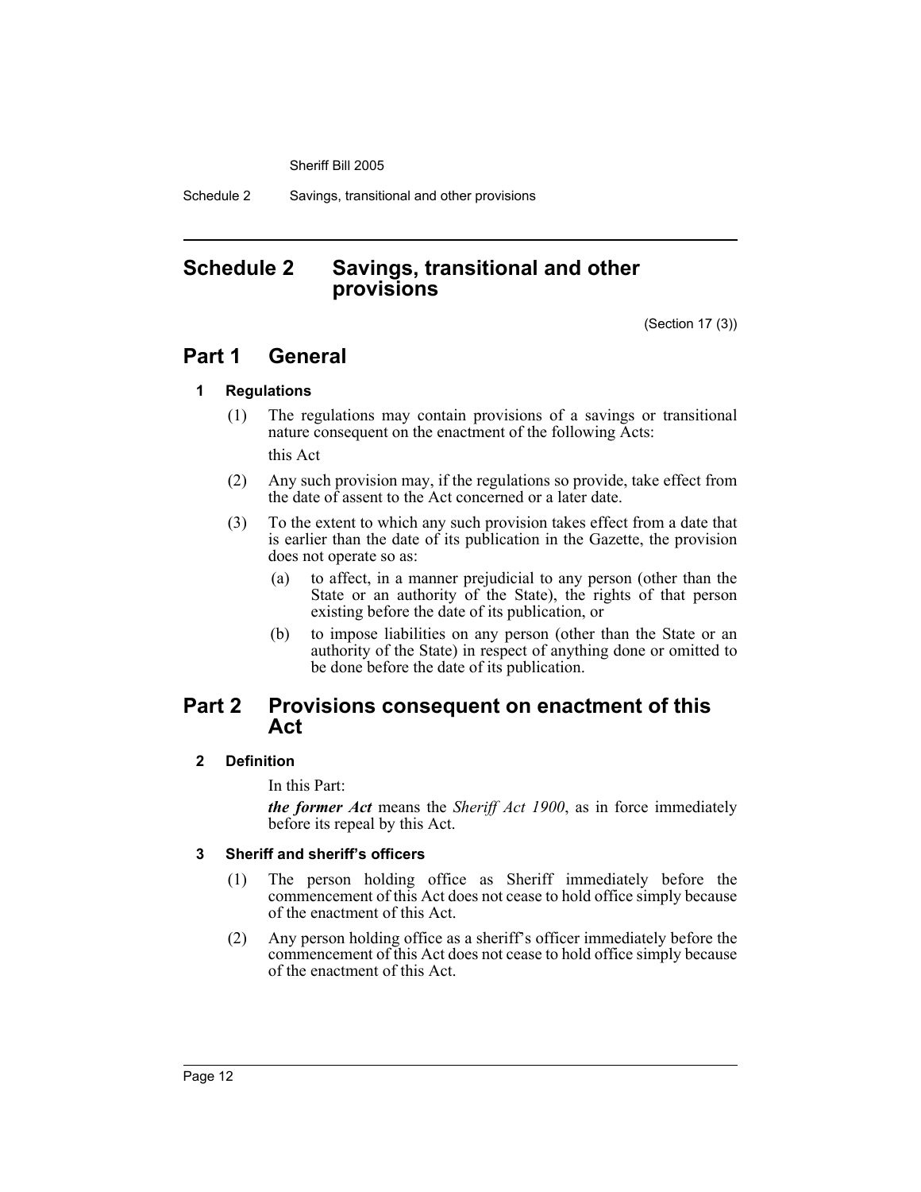# Schedule 2 Savings, transitional and other provisions

(Section 17 (3))

## Part 1 General

### 1 Regulations

(1) The regulations may contain provisions of a savings or transitional nature consequent on the enactment of the following Acts:

this Act

(2) Any such provision may, if the regulations so provide, take effect from the date of assent to the Act concerned or a later date.

(3) To the extent to which any such provision takes effect from a date that is earlier than the date of its publication in the Gazette, the provision does not operate so as:

- (a) to affect, in a manner prejudicial to any person (other than the State or an authority of the State), the rights of that person existing before the date of its publication, or
- (b) to impose liabilities on any person (other than the State or an authority of the State) in respect of anything done or omitted to be done before the date of its publication.

## Part 2 Provisions consequent on enactment of this Act

### 2 Definition

In this Part:

***the former Act*** means the *Sheriff Act 1900*, as in force immediately before its repeal by this Act.

### 3 Sheriff and sheriff's officers

(1) The person holding office as Sheriff immediately before the commencement of this Act does not cease to hold office simply because of the enactment of this Act.

(2) Any person holding office as a sheriff's officer immediately before the commencement of this Act does not cease to hold office simply because of the enactment of this Act.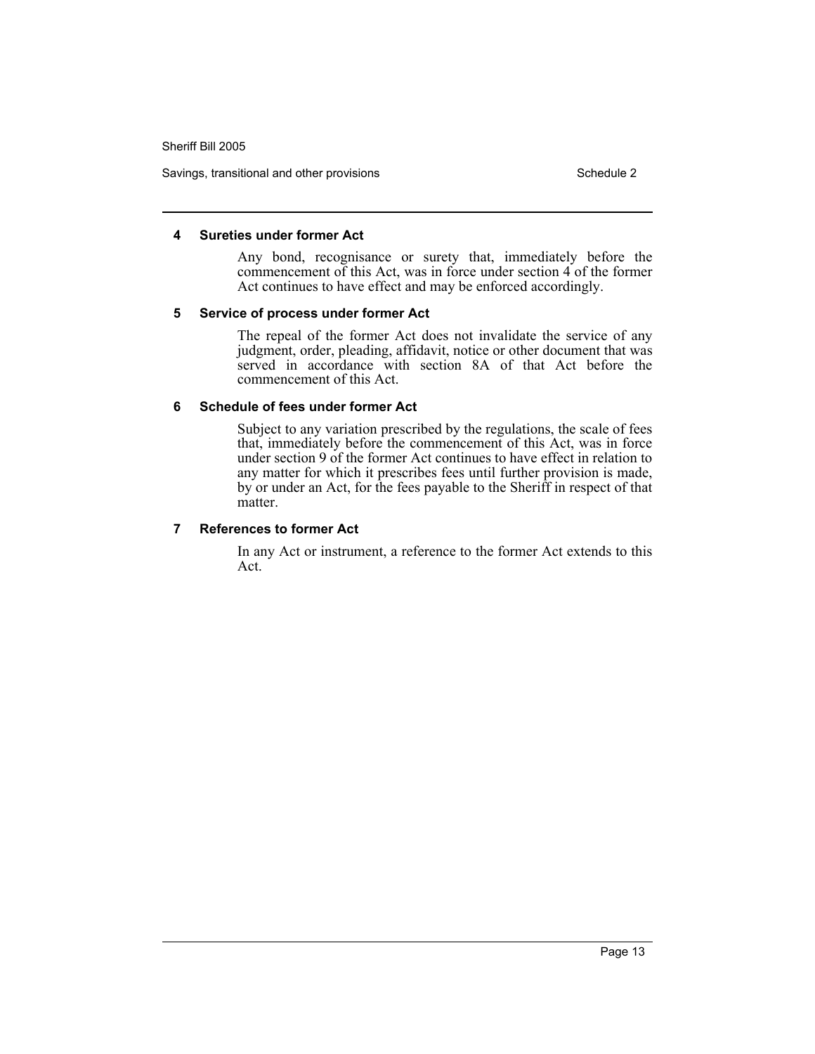#### 4 Sureties under former Act

Any bond, recognisance or surety that, immediately before the commencement of this Act, was in force under section 4 of the former Act continues to have effect and may be enforced accordingly.

#### 5 Service of process under former Act

The repeal of the former Act does not invalidate the service of any judgment, order, pleading, affidavit, notice or other document that was served in accordance with section 8A of that Act before the commencement of this Act.

#### 6 Schedule of fees under former Act

Subject to any variation prescribed by the regulations, the scale of fees that, immediately before the commencement of this Act, was in force under section 9 of the former Act continues to have effect in relation to any matter for which it prescribes fees until further provision is made, by or under an Act, for the fees payable to the Sheriff in respect of that matter.

#### 7 References to former Act

In any Act or instrument, a reference to the former Act extends to this Act.